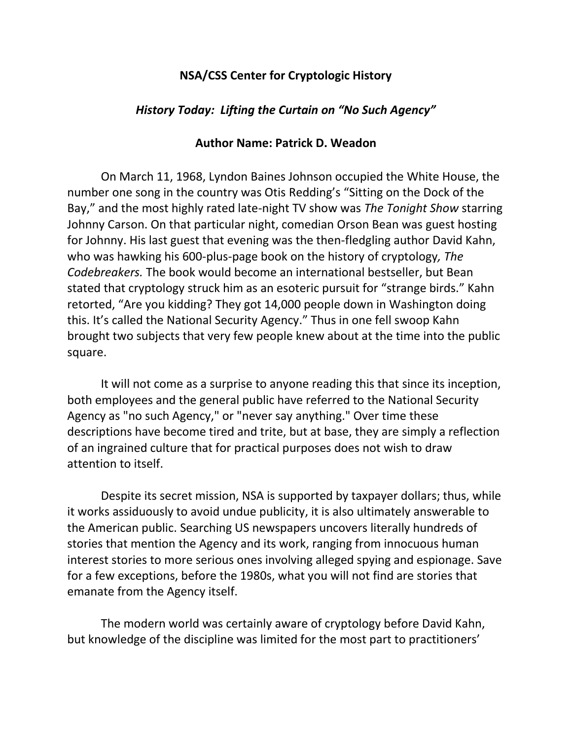**NSA/CSS Center for Cryptologic History**

***History Today: Lifting the Curtain on "No Such Agency"***

**Author Name: Patrick D. Weadon**

On March 11, 1968, Lyndon Baines Johnson occupied the White House, the number one song in the country was Otis Redding's "Sitting on the Dock of the Bay," and the most highly rated late-night TV show was *The Tonight Show* starring Johnny Carson. On that particular night, comedian Orson Bean was guest hosting for Johnny. His last guest that evening was the then-fledgling author David Kahn, who was hawking his 600-plus-page book on the history of cryptology*, The Codebreakers.* The book would become an international bestseller, but Bean stated that cryptology struck him as an esoteric pursuit for "strange birds." Kahn retorted, "Are you kidding? They got 14,000 people down in Washington doing this. It's called the National Security Agency." Thus in one fell swoop Kahn brought two subjects that very few people knew about at the time into the public square.

It will not come as a surprise to anyone reading this that since its inception, both employees and the general public have referred to the National Security Agency as "no such Agency," or "never say anything." Over time these descriptions have become tired and trite, but at base, they are simply a reflection of an ingrained culture that for practical purposes does not wish to draw attention to itself.

Despite its secret mission, NSA is supported by taxpayer dollars; thus, while it works assiduously to avoid undue publicity, it is also ultimately answerable to the American public. Searching US newspapers uncovers literally hundreds of stories that mention the Agency and its work, ranging from innocuous human interest stories to more serious ones involving alleged spying and espionage. Save for a few exceptions, before the 1980s, what you will not find are stories that emanate from the Agency itself.

The modern world was certainly aware of cryptology before David Kahn, but knowledge of the discipline was limited for the most part to practitioners'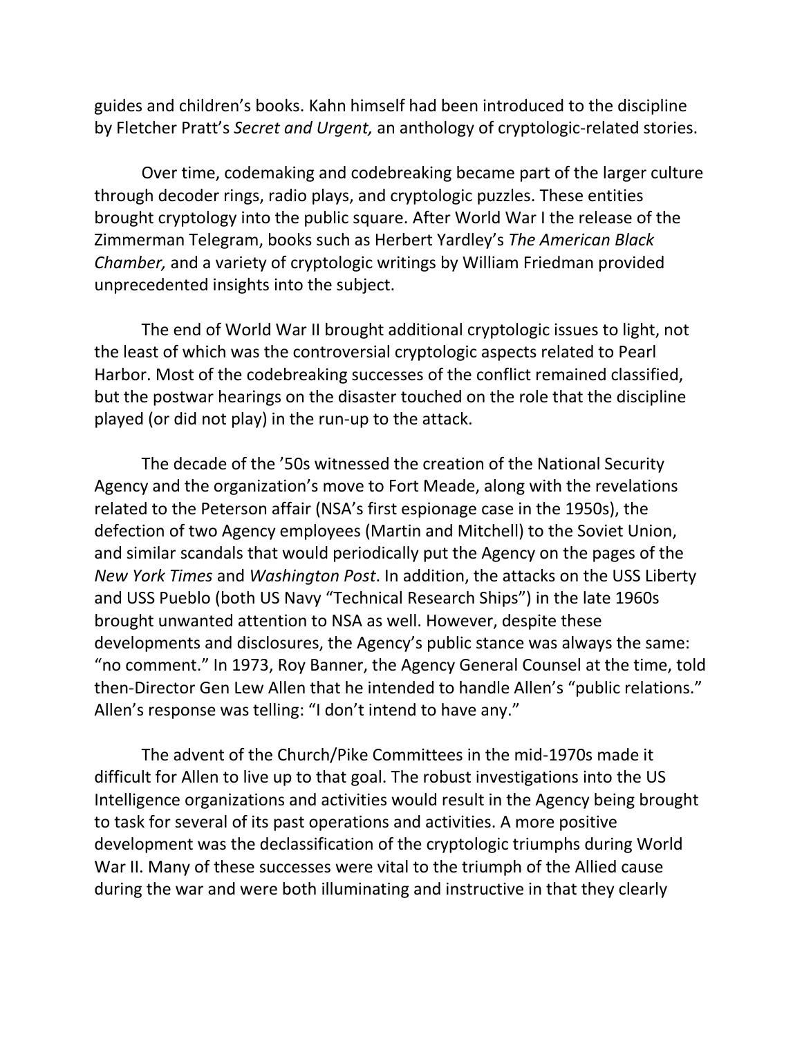guides and children's books. Kahn himself had been introduced to the discipline by Fletcher Pratt's *Secret and Urgent,* an anthology of cryptologic-related stories.

Over time, codemaking and codebreaking became part of the larger culture through decoder rings, radio plays, and cryptologic puzzles. These entities brought cryptology into the public square. After World War I the release of the Zimmerman Telegram, books such as Herbert Yardley's *The American Black Chamber,* and a variety of cryptologic writings by William Friedman provided unprecedented insights into the subject.

The end of World War II brought additional cryptologic issues to light, not the least of which was the controversial cryptologic aspects related to Pearl Harbor. Most of the codebreaking successes of the conflict remained classified, but the postwar hearings on the disaster touched on the role that the discipline played (or did not play) in the run-up to the attack.

The decade of the '50s witnessed the creation of the National Security Agency and the organization's move to Fort Meade, along with the revelations related to the Peterson affair (NSA's first espionage case in the 1950s), the defection of two Agency employees (Martin and Mitchell) to the Soviet Union, and similar scandals that would periodically put the Agency on the pages of the *New York Times* and *Washington Post*. In addition, the attacks on the USS Liberty and USS Pueblo (both US Navy "Technical Research Ships") in the late 1960s brought unwanted attention to NSA as well. However, despite these developments and disclosures, the Agency's public stance was always the same: "no comment." In 1973, Roy Banner, the Agency General Counsel at the time, told then-Director Gen Lew Allen that he intended to handle Allen's "public relations." Allen's response was telling: "I don't intend to have any."

The advent of the Church/Pike Committees in the mid-1970s made it difficult for Allen to live up to that goal. The robust investigations into the US Intelligence organizations and activities would result in the Agency being brought to task for several of its past operations and activities. A more positive development was the declassification of the cryptologic triumphs during World War II. Many of these successes were vital to the triumph of the Allied cause during the war and were both illuminating and instructive in that they clearly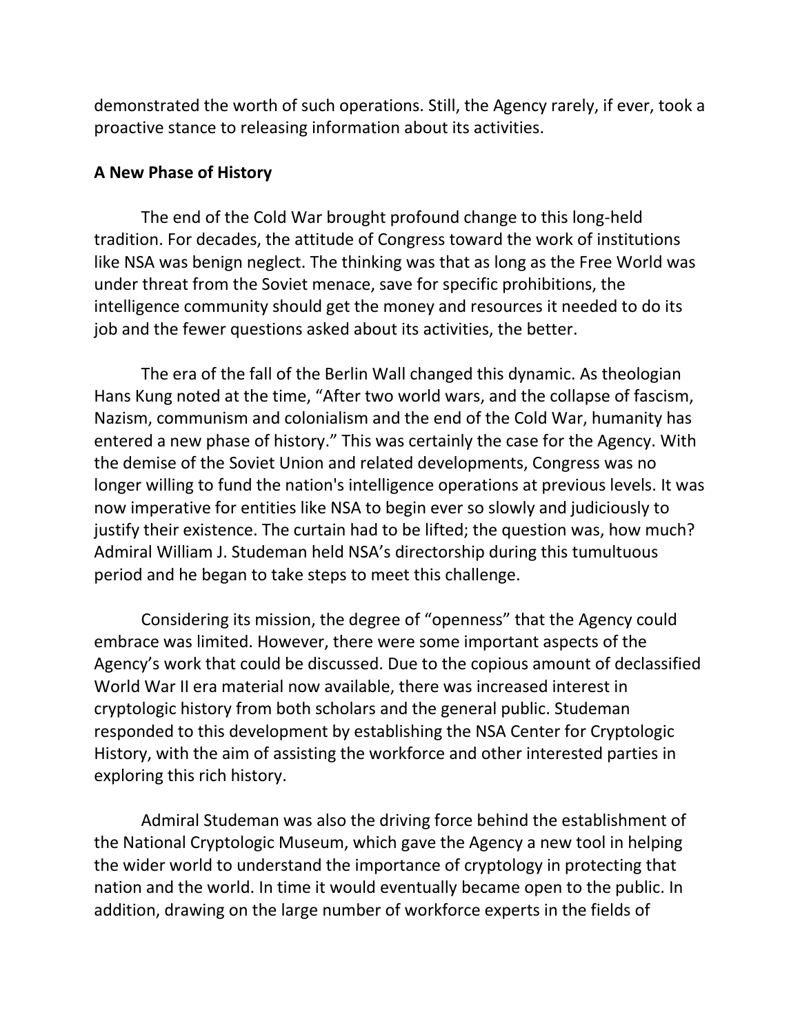demonstrated the worth of such operations. Still, the Agency rarely, if ever, took a proactive stance to releasing information about its activities.

**A New Phase of History**

The end of the Cold War brought profound change to this long-held tradition. For decades, the attitude of Congress toward the work of institutions like NSA was benign neglect. The thinking was that as long as the Free World was under threat from the Soviet menace, save for specific prohibitions, the intelligence community should get the money and resources it needed to do its job and the fewer questions asked about its activities, the better.

The era of the fall of the Berlin Wall changed this dynamic. As theologian Hans Kung noted at the time, "After two world wars, and the collapse of fascism, Nazism, communism and colonialism and the end of the Cold War, humanity has entered a new phase of history." This was certainly the case for the Agency. With the demise of the Soviet Union and related developments, Congress was no longer willing to fund the nation's intelligence operations at previous levels. It was now imperative for entities like NSA to begin ever so slowly and judiciously to justify their existence. The curtain had to be lifted; the question was, how much? Admiral William J. Studeman held NSA's directorship during this tumultuous period and he began to take steps to meet this challenge.

Considering its mission, the degree of "openness" that the Agency could embrace was limited. However, there were some important aspects of the Agency's work that could be discussed. Due to the copious amount of declassified World War II era material now available, there was increased interest in cryptologic history from both scholars and the general public. Studeman responded to this development by establishing the NSA Center for Cryptologic History, with the aim of assisting the workforce and other interested parties in exploring this rich history.

Admiral Studeman was also the driving force behind the establishment of the National Cryptologic Museum, which gave the Agency a new tool in helping the wider world to understand the importance of cryptology in protecting that nation and the world. In time it would eventually became open to the public. In addition, drawing on the large number of workforce experts in the fields of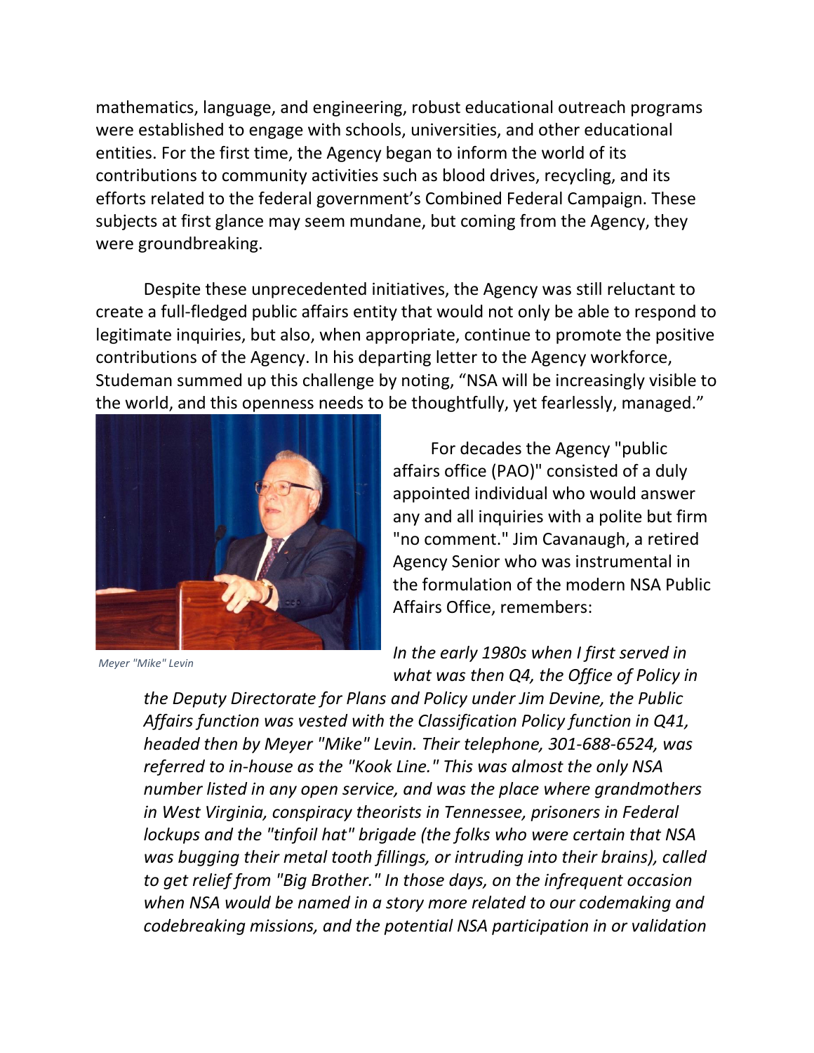mathematics, language, and engineering, robust educational outreach programs were established to engage with schools, universities, and other educational entities. For the first time, the Agency began to inform the world of its contributions to community activities such as blood drives, recycling, and its efforts related to the federal government's Combined Federal Campaign. These subjects at first glance may seem mundane, but coming from the Agency, they were groundbreaking.

Despite these unprecedented initiatives, the Agency was still reluctant to create a full-fledged public affairs entity that would not only be able to respond to legitimate inquiries, but also, when appropriate, continue to promote the positive contributions of the Agency. In his departing letter to the Agency workforce, Studeman summed up this challenge by noting, "NSA will be increasingly visible to the world, and this openness needs to be thoughtfully, yet fearlessly, managed."

*Meyer "Mike" Levin*

For decades the Agency "public affairs office (PAO)" consisted of a duly appointed individual who would answer any and all inquiries with a polite but firm "no comment." Jim Cavanaugh, a retired Agency Senior who was instrumental in the formulation of the modern NSA Public Affairs Office, remembers:

> *In the early 1980s when I first served in what was then Q4, the Office of Policy in the Deputy Directorate for Plans and Policy under Jim Devine, the Public Affairs function was vested with the Classification Policy function in Q41, headed then by Meyer "Mike" Levin. Their telephone, 301-688-6524, was referred to in-house as the "Kook Line." This was almost the only NSA number listed in any open service, and was the place where grandmothers in West Virginia, conspiracy theorists in Tennessee, prisoners in Federal lockups and the "tinfoil hat" brigade (the folks who were certain that NSA was bugging their metal tooth fillings, or intruding into their brains), called to get relief from "Big Brother." In those days, on the infrequent occasion when NSA would be named in a story more related to our codemaking and codebreaking missions, and the potential NSA participation in or validation*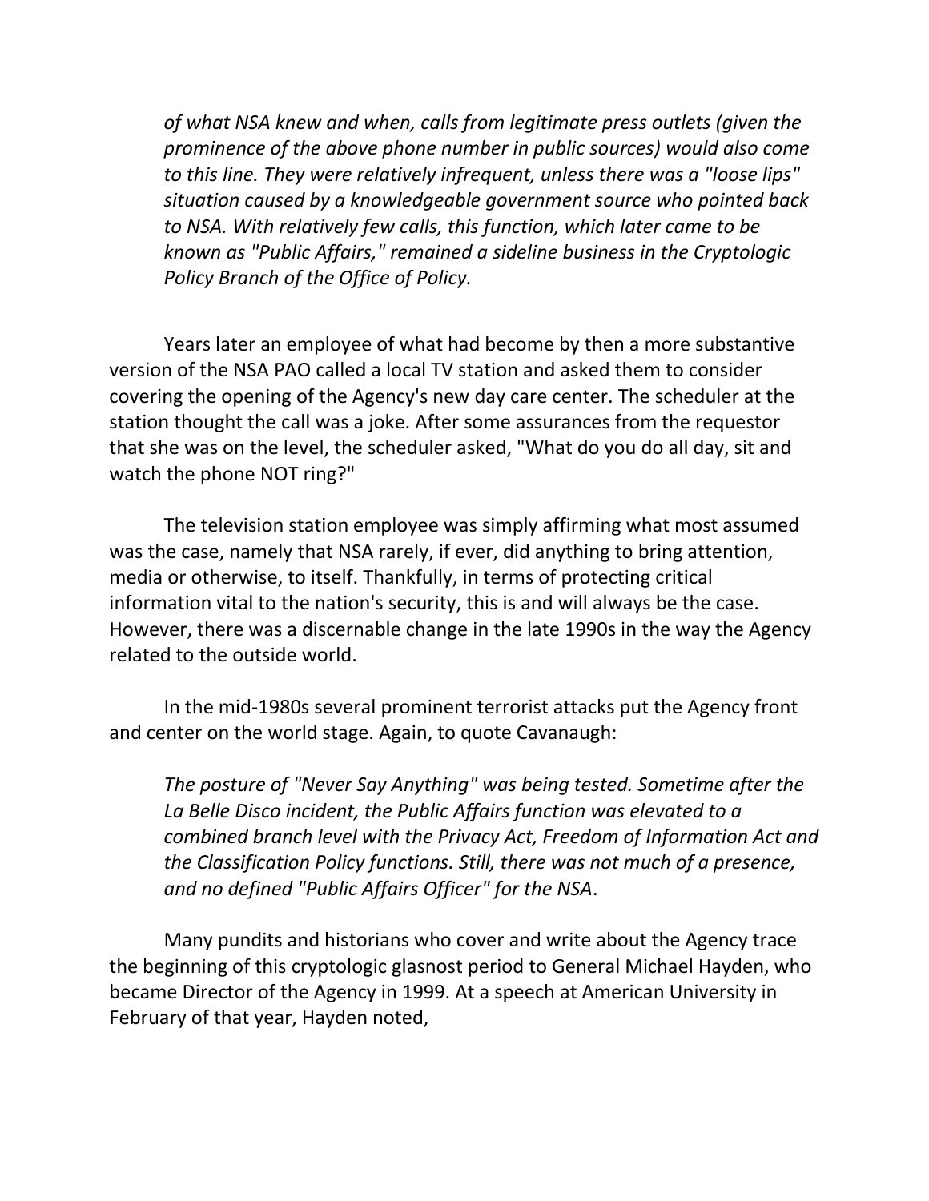*of what NSA knew and when, calls from legitimate press outlets (given the prominence of the above phone number in public sources) would also come to this line. They were relatively infrequent, unless there was a "loose lips" situation caused by a knowledgeable government source who pointed back to NSA. With relatively few calls, this function, which later came to be known as "Public Affairs," remained a sideline business in the Cryptologic Policy Branch of the Office of Policy.*

Years later an employee of what had become by then a more substantive version of the NSA PAO called a local TV station and asked them to consider covering the opening of the Agency's new day care center. The scheduler at the station thought the call was a joke. After some assurances from the requestor that she was on the level, the scheduler asked, "What do you do all day, sit and watch the phone NOT ring?"

The television station employee was simply affirming what most assumed was the case, namely that NSA rarely, if ever, did anything to bring attention, media or otherwise, to itself. Thankfully, in terms of protecting critical information vital to the nation's security, this is and will always be the case. However, there was a discernable change in the late 1990s in the way the Agency related to the outside world.

In the mid-1980s several prominent terrorist attacks put the Agency front and center on the world stage. Again, to quote Cavanaugh:

*The posture of "Never Say Anything" was being tested. Sometime after the La Belle Disco incident, the Public Affairs function was elevated to a combined branch level with the Privacy Act, Freedom of Information Act and the Classification Policy functions. Still, there was not much of a presence, and no defined "Public Affairs Officer" for the NSA*.

Many pundits and historians who cover and write about the Agency trace the beginning of this cryptologic glasnost period to General Michael Hayden, who became Director of the Agency in 1999. At a speech at American University in February of that year, Hayden noted,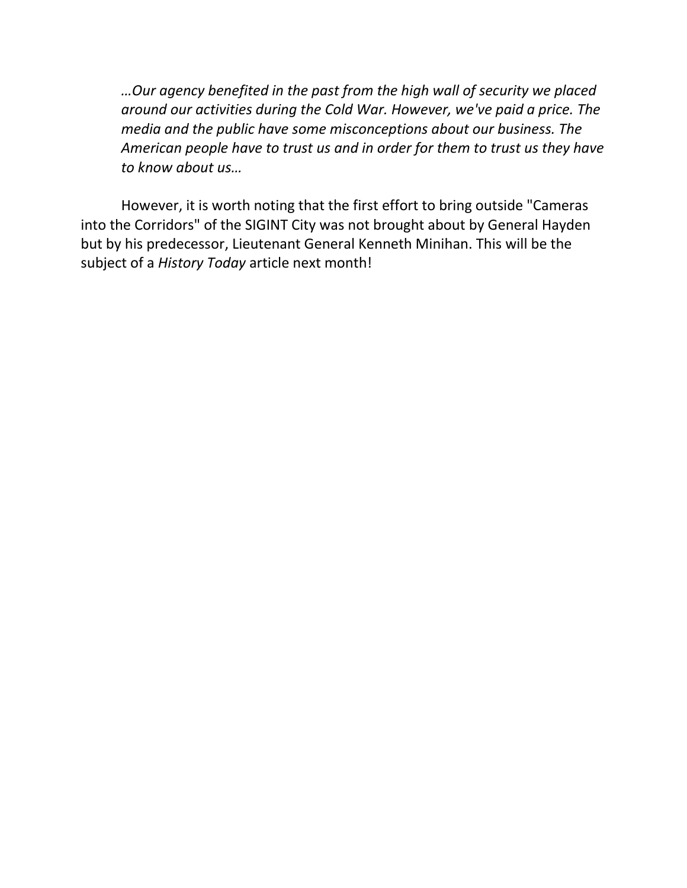> *…Our agency benefited in the past from the high wall of security we placed around our activities during the Cold War. However, we've paid a price. The media and the public have some misconceptions about our business. The American people have to trust us and in order for them to trust us they have to know about us…*

However, it is worth noting that the first effort to bring outside "Cameras into the Corridors" of the SIGINT City was not brought about by General Hayden but by his predecessor, Lieutenant General Kenneth Minihan. This will be the subject of a *History Today* article next month!